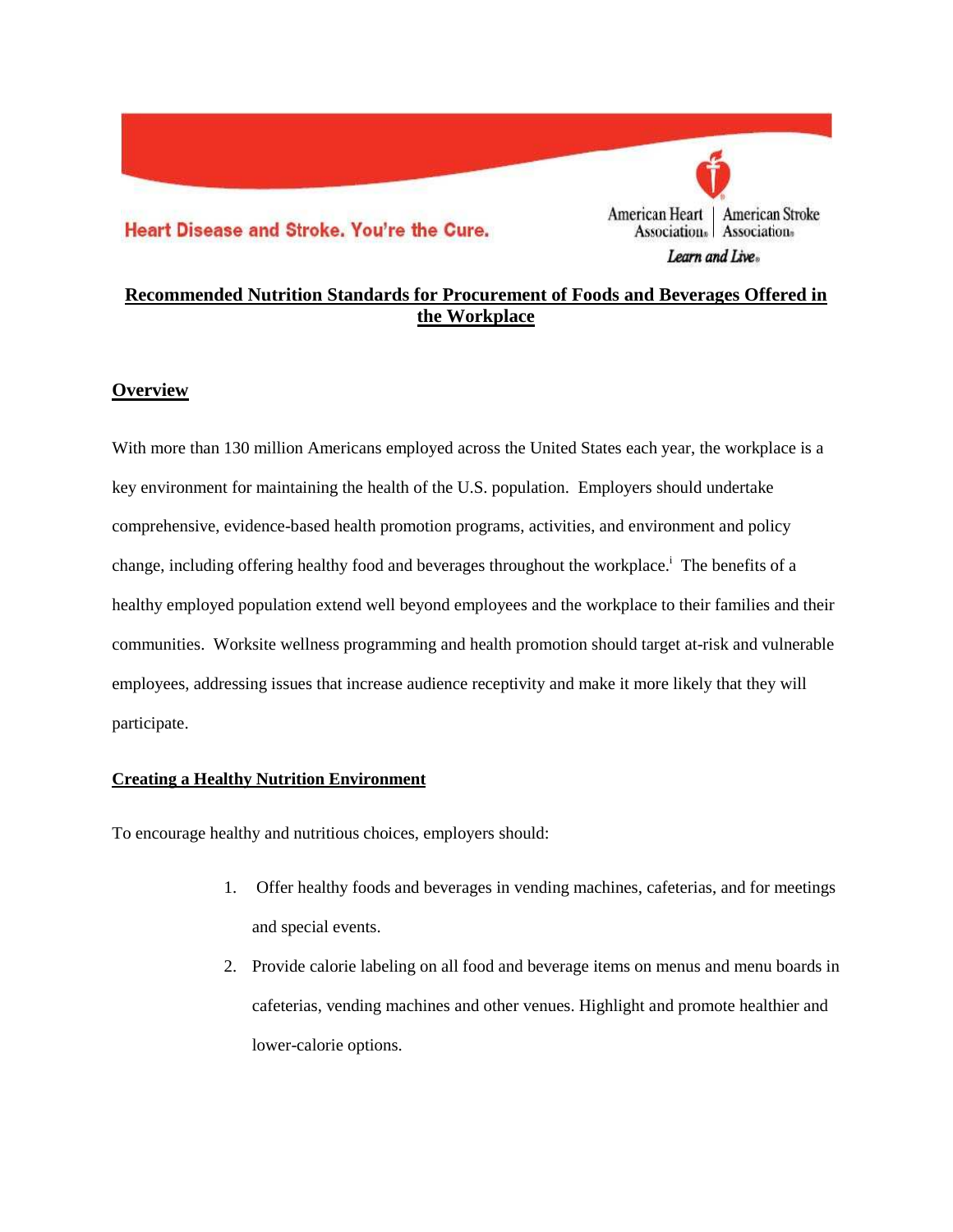Heart Disease and Stroke. You're the Cure.

American Heart Association | American Stroke Association

*Learn and Live*

# Recommended Nutrition Standards for Procurement of Foods and Beverages Offered in the Workplace

## Overview

With more than 130 million Americans employed across the United States each year, the workplace is a key environment for maintaining the health of the U.S. population. Employers should undertake comprehensive, evidence-based health promotion programs, activities, and environment and policy change, including offering healthy food and beverages throughout the workplace.[i] The benefits of a healthy employed population extend well beyond employees and the workplace to their families and their communities. Worksite wellness programming and health promotion should target at-risk and vulnerable employees, addressing issues that increase audience receptivity and make it more likely that they will participate.

## Creating a Healthy Nutrition Environment

To encourage healthy and nutritious choices, employers should:

1. Offer healthy foods and beverages in vending machines, cafeterias, and for meetings and special events.
2. Provide calorie labeling on all food and beverage items on menus and menu boards in cafeterias, vending machines and other venues. Highlight and promote healthier and lower-calorie options.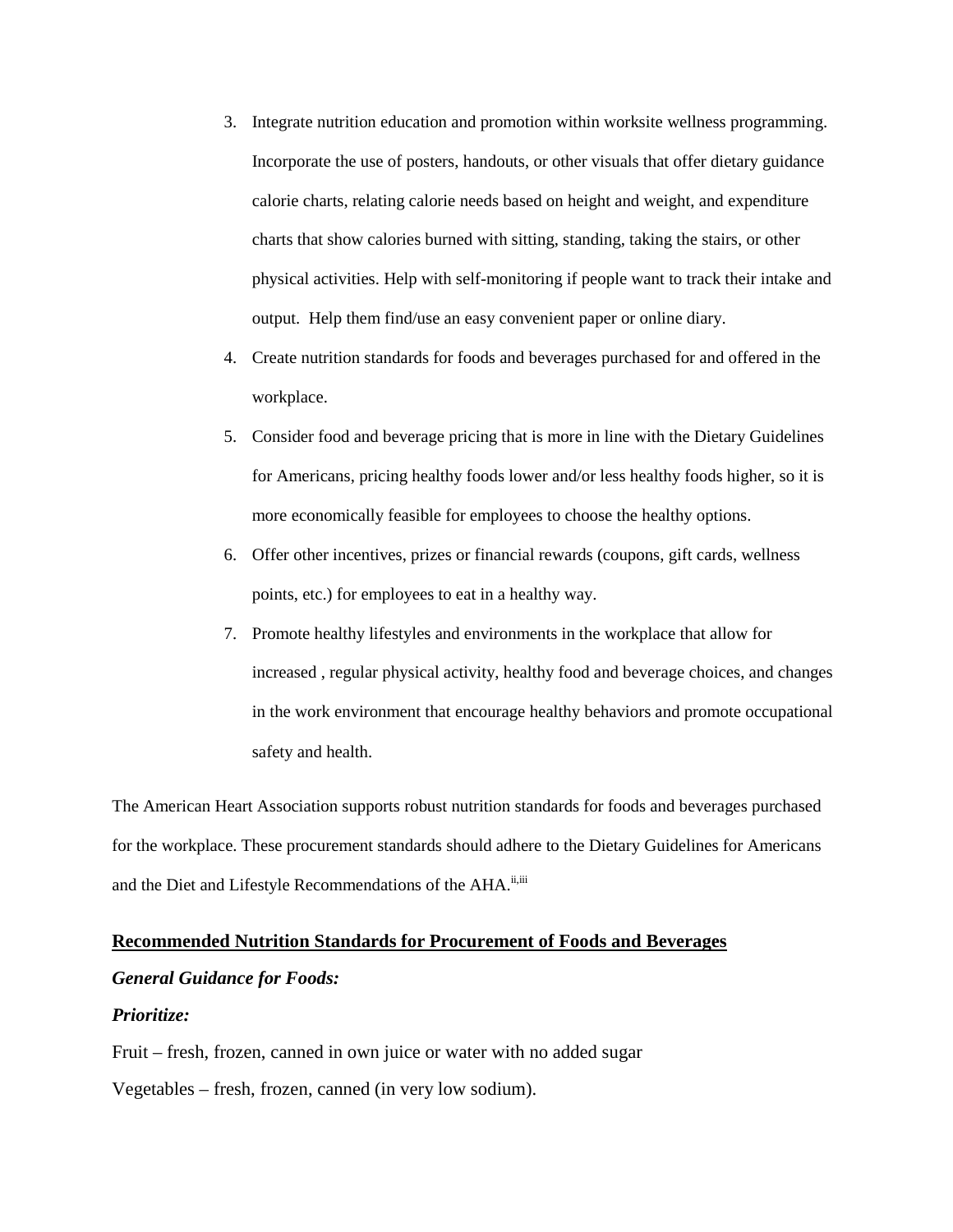3. Integrate nutrition education and promotion within worksite wellness programming. Incorporate the use of posters, handouts, or other visuals that offer dietary guidance calorie charts, relating calorie needs based on height and weight, and expenditure charts that show calories burned with sitting, standing, taking the stairs, or other physical activities. Help with self-monitoring if people want to track their intake and output. Help them find/use an easy convenient paper or online diary.
4. Create nutrition standards for foods and beverages purchased for and offered in the workplace.
5. Consider food and beverage pricing that is more in line with the Dietary Guidelines for Americans, pricing healthy foods lower and/or less healthy foods higher, so it is more economically feasible for employees to choose the healthy options.
6. Offer other incentives, prizes or financial rewards (coupons, gift cards, wellness points, etc.) for employees to eat in a healthy way.
7. Promote healthy lifestyles and environments in the workplace that allow for increased , regular physical activity, healthy food and beverage choices, and changes in the work environment that encourage healthy behaviors and promote occupational safety and health.

The American Heart Association supports robust nutrition standards for foods and beverages purchased for the workplace. These procurement standards should adhere to the Dietary Guidelines for Americans and the Diet and Lifestyle Recommendations of the AHA.[ii,iii]

## Recommended Nutrition Standards for Procurement of Foods and Beverages

***General Guidance for Foods:***

***Prioritize:***

Fruit – fresh, frozen, canned in own juice or water with no added sugar

Vegetables – fresh, frozen, canned (in very low sodium).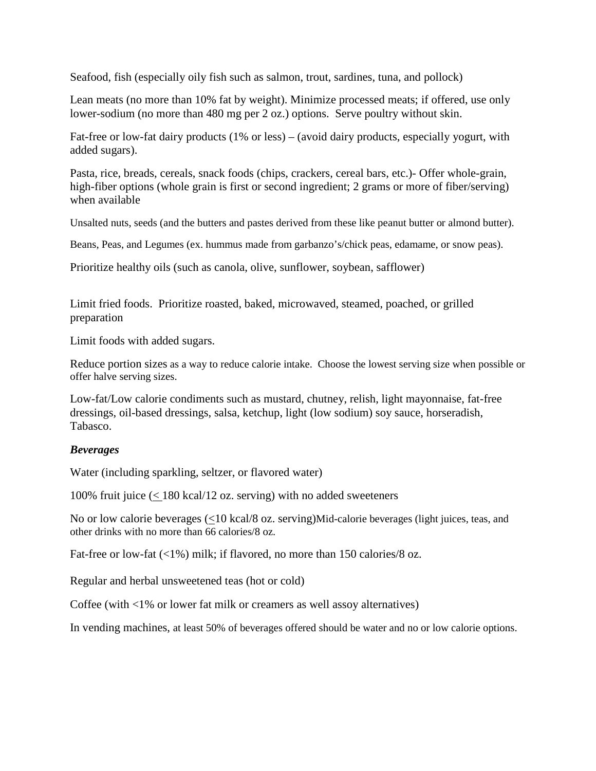Seafood, fish (especially oily fish such as salmon, trout, sardines, tuna, and pollock)

Lean meats (no more than 10% fat by weight). Minimize processed meats; if offered, use only lower-sodium (no more than 480 mg per 2 oz.) options. Serve poultry without skin.

Fat-free or low-fat dairy products (1% or less) – (avoid dairy products, especially yogurt, with added sugars).

Pasta, rice, breads, cereals, snack foods (chips, crackers, cereal bars, etc.)- Offer whole-grain, high-fiber options (whole grain is first or second ingredient; 2 grams or more of fiber/serving) when available

Unsalted nuts, seeds (and the butters and pastes derived from these like peanut butter or almond butter).

Beans, Peas, and Legumes (ex. hummus made from garbanzo's/chick peas, edamame, or snow peas).

Prioritize healthy oils (such as canola, olive, sunflower, soybean, safflower)

Limit fried foods. Prioritize roasted, baked, microwaved, steamed, poached, or grilled preparation

Limit foods with added sugars.

Reduce portion sizes as a way to reduce calorie intake. Choose the lowest serving size when possible or offer halve serving sizes.

Low-fat/Low calorie condiments such as mustard, chutney, relish, light mayonnaise, fat-free dressings, oil-based dressings, salsa, ketchup, light (low sodium) soy sauce, horseradish, Tabasco.

***Beverages***

Water (including sparkling, seltzer, or flavored water)

100% fruit juice ($\leq$ 180 kcal/12 oz. serving) with no added sweeteners

No or low calorie beverages ($\leq$10 kcal/8 oz. serving)Mid-calorie beverages (light juices, teas, and other drinks with no more than 66 calories/8 oz.

Fat-free or low-fat (<1%) milk; if flavored, no more than 150 calories/8 oz.

Regular and herbal unsweetened teas (hot or cold)

Coffee (with <1% or lower fat milk or creamers as well assoy alternatives)

In vending machines, at least 50% of beverages offered should be water and no or low calorie options.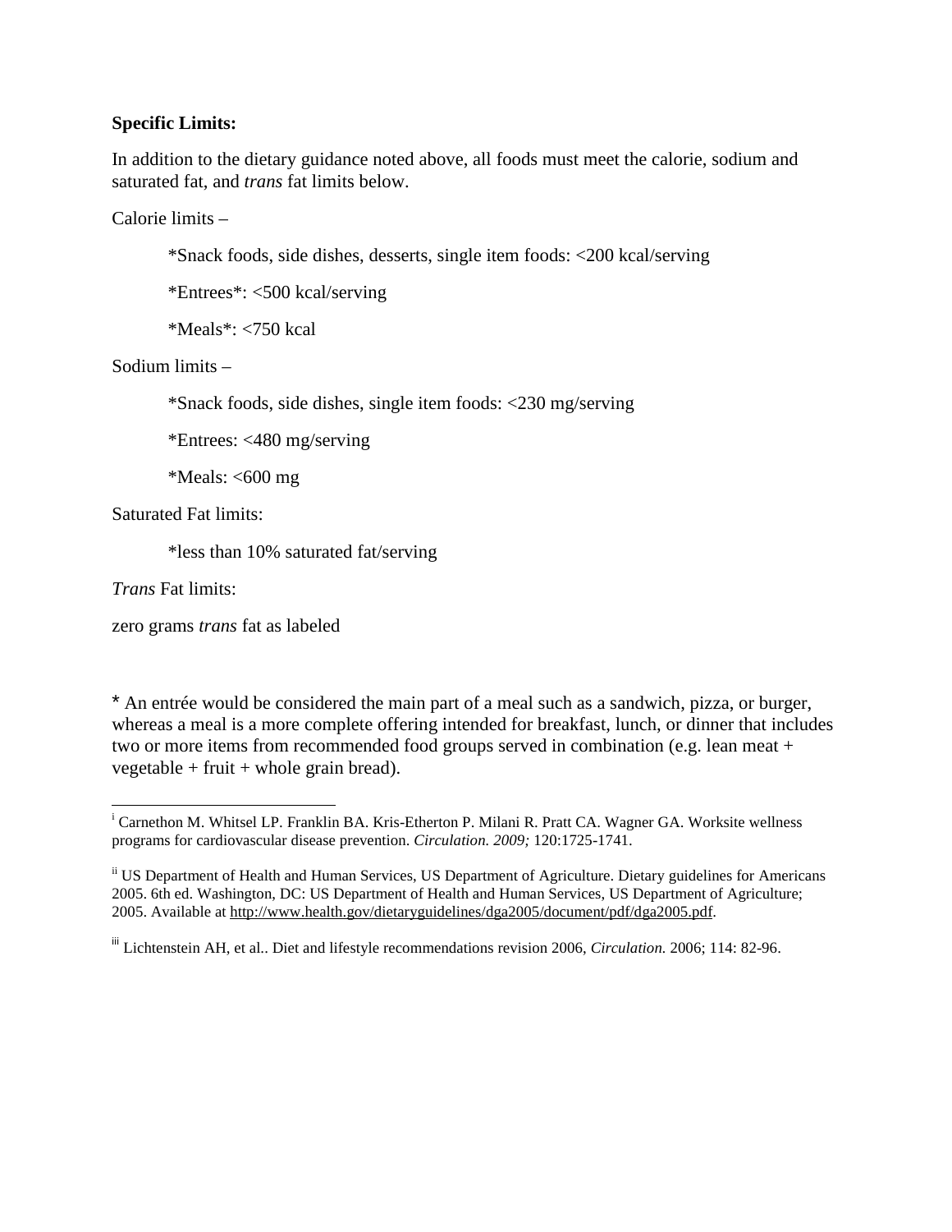**Specific Limits:**

In addition to the dietary guidance noted above, all foods must meet the calorie, sodium and saturated fat, and *trans* fat limits below.

Calorie limits –

*Snack foods, side dishes, desserts, single item foods: <200 kcal/serving

*Entrees*: <500 kcal/serving

*Meals*: <750 kcal

Sodium limits –

*Snack foods, side dishes, single item foods: <230 mg/serving

*Entrees: <480 mg/serving

*Meals: <600 mg

Saturated Fat limits:

*less than 10% saturated fat/serving

*Trans* Fat limits:

zero grams *trans* fat as labeled

\* An entrée would be considered the main part of a meal such as a sandwich, pizza, or burger, whereas a meal is a more complete offering intended for breakfast, lunch, or dinner that includes two or more items from recommended food groups served in combination (e.g. lean meat + vegetable + fruit + whole grain bread).

---

[i] Carnethon M. Whitsel LP. Franklin BA. Kris-Etherton P. Milani R. Pratt CA. Wagner GA. Worksite wellness programs for cardiovascular disease prevention. *Circulation. 2009;* 120:1725-1741.

[ii] US Department of Health and Human Services, US Department of Agriculture. Dietary guidelines for Americans 2005. 6th ed. Washington, DC: US Department of Health and Human Services, US Department of Agriculture; 2005. Available at http://www.health.gov/dietaryguidelines/dga2005/document/pdf/dga2005.pdf.

[iii] Lichtenstein AH, et al.. Diet and lifestyle recommendations revision 2006, *Circulation.* 2006; 114: 82-96.